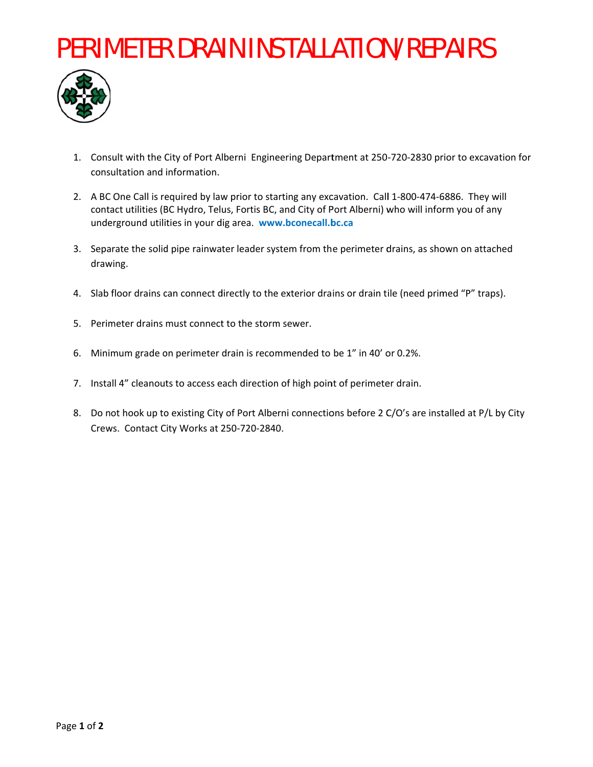# PERIMETER DRAIN INSTALLATION/REPAIRS

1. Consult with the City of Port Alberni Engineering Department at 250-720-2830 prior to excavation for consultation and information.

2. A BC One Call is required by law prior to starting any excavation. Call 1-800-474-6886. They will contact utilities (BC Hydro, Telus, Fortis BC, and City of Port Alberni) who will inform you of any underground utilities in your dig area. **www.bconecall.bc.ca**

3. Separate the solid pipe rainwater leader system from the perimeter drains, as shown on attached drawing.

4. Slab floor drains can connect directly to the exterior drains or drain tile (need primed "P" traps).

5. Perimeter drains must connect to the storm sewer.

6. Minimum grade on perimeter drain is recommended to be 1" in 40' or 0.2%.

7. Install 4" cleanouts to access each direction of high point of perimeter drain.

8. Do not hook up to existing City of Port Alberni connections before 2 C/O's are installed at P/L by City Crews. Contact City Works at 250-720-2840.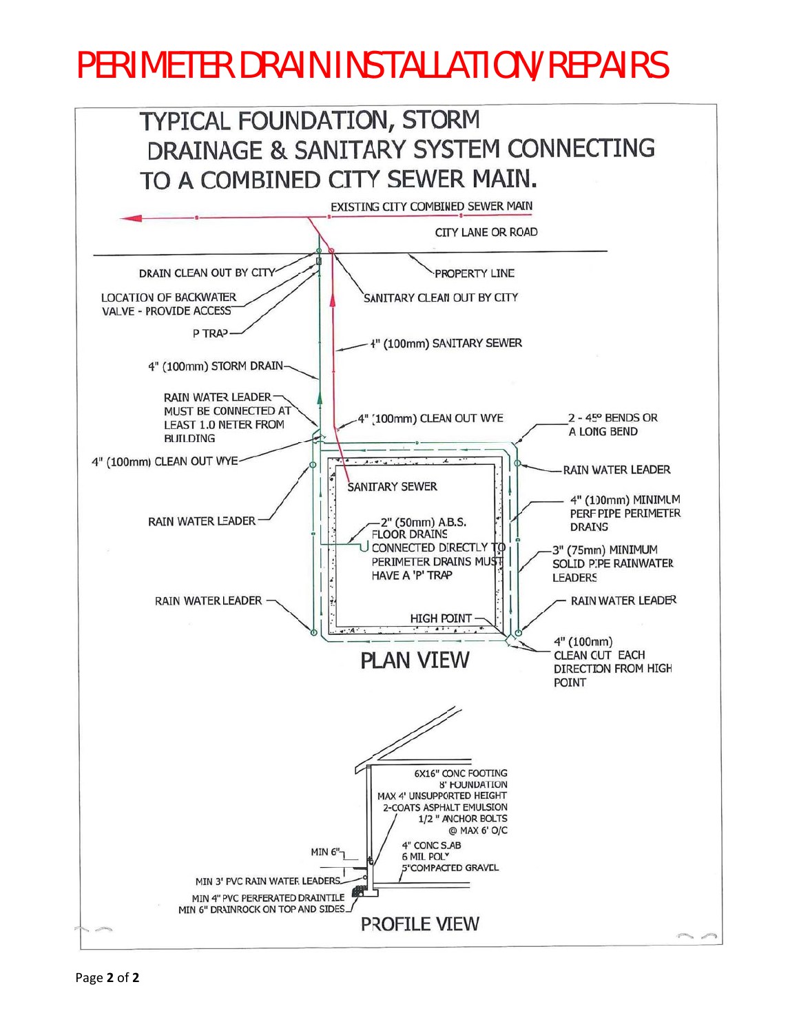# PERIMETER DRAIN INSTALLATION/REPAIRS

TYPICAL FOUNDATION, STORM DRAINAGE & SANITARY SYSTEM CONNECTING TO A COMBINED CITY SEWER MAIN.

EXISTING CITY COMBINED SEWER MAIN

CITY LANE OR ROAD

DRAIN CLEAN OUT BY CITY

PROPERTY LINE

LOCATION OF BACKWATER VALVE - PROVIDE ACCESS

SANITARY CLEAN OUT BY CITY

P TRAP

4" (100mm) SANITARY SEWER

4" (100mm) STORM DRAIN

RAIN WATER LEADER MUST BE CONNECTED AT LEAST 1.0 METER FROM BUILDING

4" (100mm) CLEAN OUT WYE

2 - 45° BENDS OR A LONG BEND

4" (100mm) CLEAN OUT WYE

RAIN WATER LEADER

SANITARY SEWER

4" (100mm) MINIMUM PERF PIPE PERIMETER DRAINS

RAIN WATER LEADER

2" (50mm) A.B.S. FLOOR DRAINS CONNECTED DIRECTLY TO PERIMETER DRAINS MUST HAVE A 'P' TRAP

3" (75mm) MINIMUM SOLID PIPE RAINWATER LEADERS

RAIN WATER LEADER

RAIN WATER LEADER

HIGH POINT

4" (100mm) CLEAN OUT EACH DIRECTION FROM HIGH POINT

PLAN VIEW

6X16" CONC FOOTING
8' FOUNDATION
MAX 4' UNSUPPORTED HEIGHT
2-COATS ASPHALT EMULSION
1/2 " ANCHOR BOLTS
@ MAX 6' O/C

4" CONC SLAB
6 MIL POLY
5" COMPACTED GRAVEL

MIN 6"

MIN 3' PVC RAIN WATER LEADERS

MIN 4" PVC PERFERATED DRAINTILE
MIN 6" DRAINROCK ON TOP AND SIDES

PROFILE VIEW